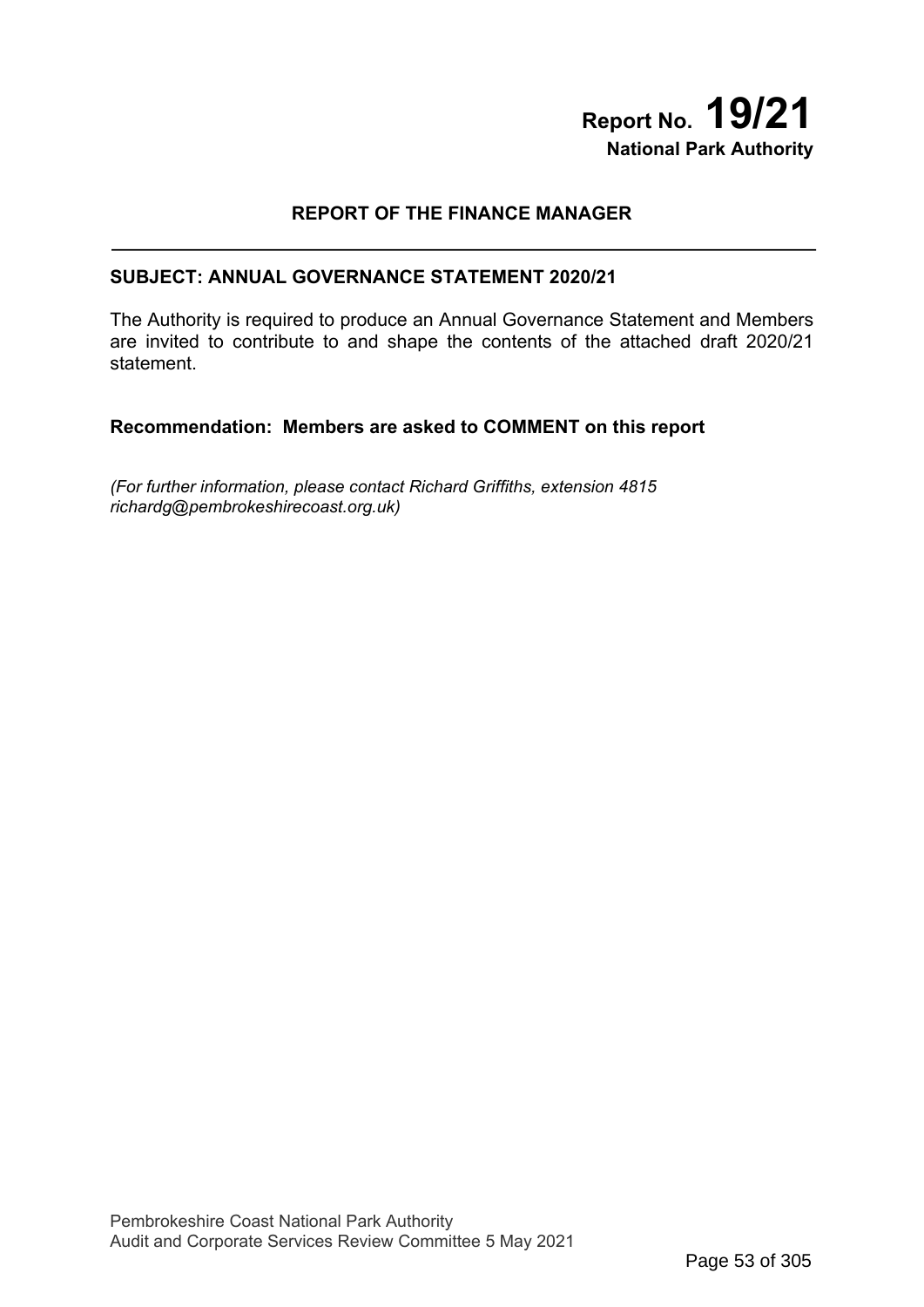**Report No. 19/21**
**National Park Authority**

## REPORT OF THE FINANCE MANAGER

### SUBJECT: ANNUAL GOVERNANCE STATEMENT 2020/21

The Authority is required to produce an Annual Governance Statement and Members are invited to contribute to and shape the contents of the attached draft 2020/21 statement.

**Recommendation: Members are asked to COMMENT on this report**

*(For further information, please contact Richard Griffiths, extension 4815 richardg@pembrokeshirecoast.org.uk)*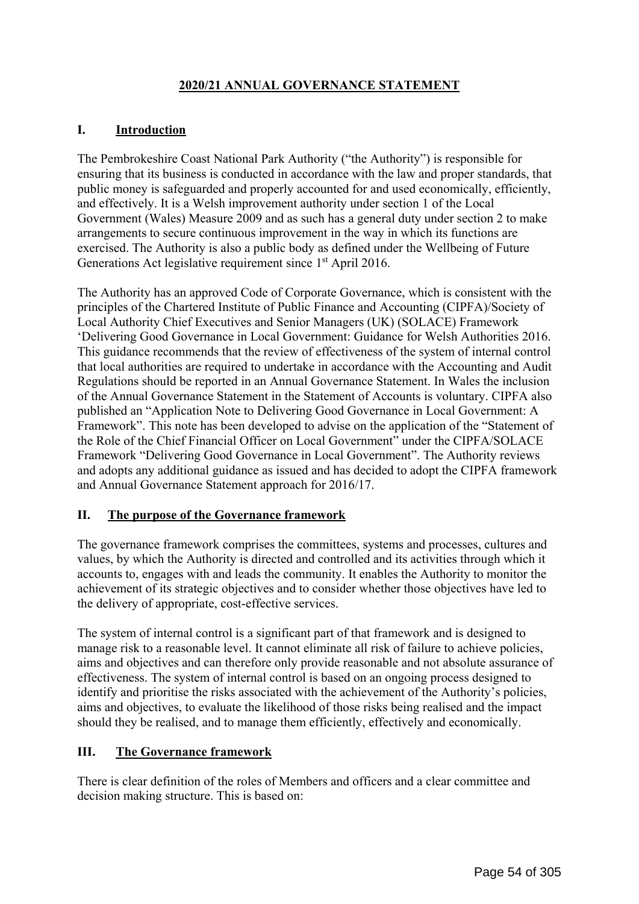# 2020/21 ANNUAL GOVERNANCE STATEMENT

## I. Introduction

The Pembrokeshire Coast National Park Authority ("the Authority") is responsible for ensuring that its business is conducted in accordance with the law and proper standards, that public money is safeguarded and properly accounted for and used economically, efficiently, and effectively. It is a Welsh improvement authority under section 1 of the Local Government (Wales) Measure 2009 and as such has a general duty under section 2 to make arrangements to secure continuous improvement in the way in which its functions are exercised. The Authority is also a public body as defined under the Wellbeing of Future Generations Act legislative requirement since 1st April 2016.

The Authority has an approved Code of Corporate Governance, which is consistent with the principles of the Chartered Institute of Public Finance and Accounting (CIPFA)/Society of Local Authority Chief Executives and Senior Managers (UK) (SOLACE) Framework 'Delivering Good Governance in Local Government: Guidance for Welsh Authorities 2016. This guidance recommends that the review of effectiveness of the system of internal control that local authorities are required to undertake in accordance with the Accounting and Audit Regulations should be reported in an Annual Governance Statement. In Wales the inclusion of the Annual Governance Statement in the Statement of Accounts is voluntary. CIPFA also published an "Application Note to Delivering Good Governance in Local Government: A Framework". This note has been developed to advise on the application of the "Statement of the Role of the Chief Financial Officer on Local Government" under the CIPFA/SOLACE Framework "Delivering Good Governance in Local Government". The Authority reviews and adopts any additional guidance as issued and has decided to adopt the CIPFA framework and Annual Governance Statement approach for 2016/17.

## II. The purpose of the Governance framework

The governance framework comprises the committees, systems and processes, cultures and values, by which the Authority is directed and controlled and its activities through which it accounts to, engages with and leads the community. It enables the Authority to monitor the achievement of its strategic objectives and to consider whether those objectives have led to the delivery of appropriate, cost-effective services.

The system of internal control is a significant part of that framework and is designed to manage risk to a reasonable level. It cannot eliminate all risk of failure to achieve policies, aims and objectives and can therefore only provide reasonable and not absolute assurance of effectiveness. The system of internal control is based on an ongoing process designed to identify and prioritise the risks associated with the achievement of the Authority's policies, aims and objectives, to evaluate the likelihood of those risks being realised and the impact should they be realised, and to manage them efficiently, effectively and economically.

## III. The Governance framework

There is clear definition of the roles of Members and officers and a clear committee and decision making structure. This is based on: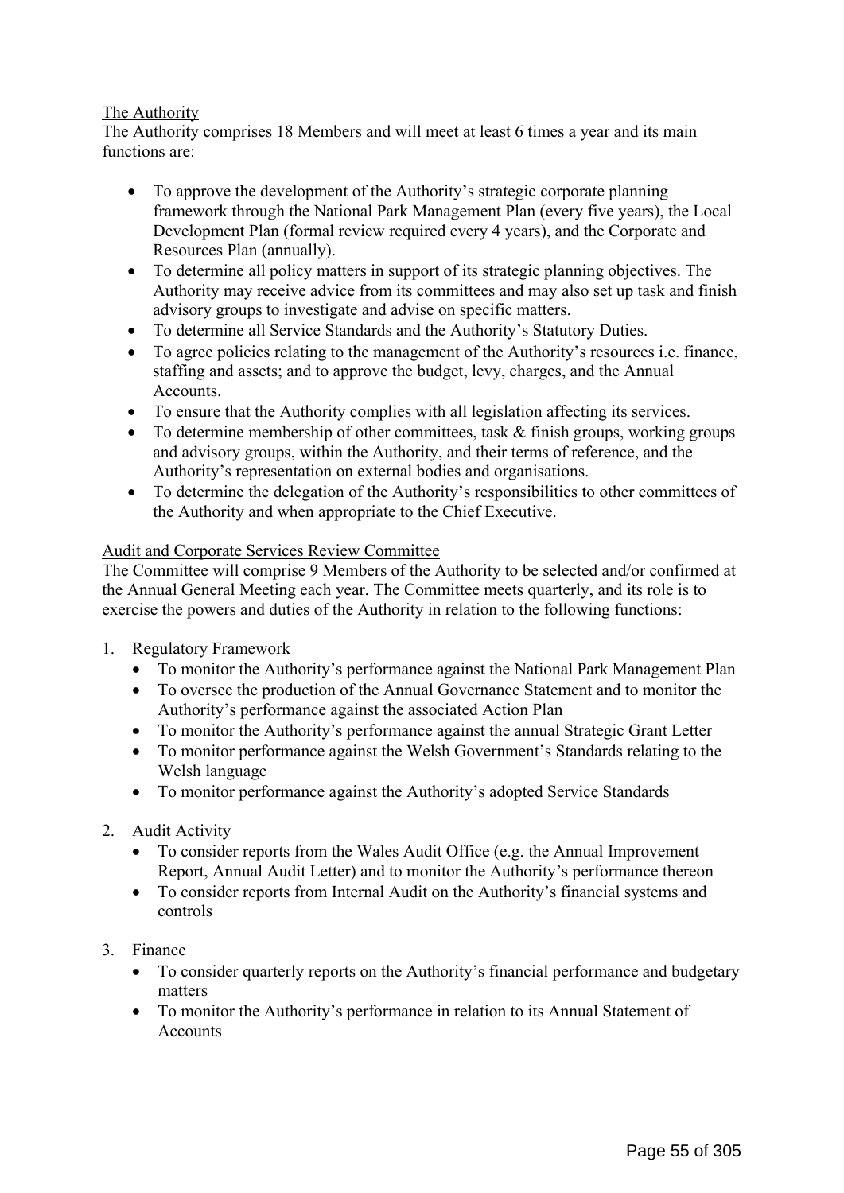The Authority

The Authority comprises 18 Members and will meet at least 6 times a year and its main functions are:

- To approve the development of the Authority's strategic corporate planning framework through the National Park Management Plan (every five years), the Local Development Plan (formal review required every 4 years), and the Corporate and Resources Plan (annually).
- To determine all policy matters in support of its strategic planning objectives. The Authority may receive advice from its committees and may also set up task and finish advisory groups to investigate and advise on specific matters.
- To determine all Service Standards and the Authority's Statutory Duties.
- To agree policies relating to the management of the Authority's resources i.e. finance, staffing and assets; and to approve the budget, levy, charges, and the Annual Accounts.
- To ensure that the Authority complies with all legislation affecting its services.
- To determine membership of other committees, task & finish groups, working groups and advisory groups, within the Authority, and their terms of reference, and the Authority's representation on external bodies and organisations.
- To determine the delegation of the Authority's responsibilities to other committees of the Authority and when appropriate to the Chief Executive.

Audit and Corporate Services Review Committee

The Committee will comprise 9 Members of the Authority to be selected and/or confirmed at the Annual General Meeting each year. The Committee meets quarterly, and its role is to exercise the powers and duties of the Authority in relation to the following functions:

1. Regulatory Framework
   - To monitor the Authority's performance against the National Park Management Plan
   - To oversee the production of the Annual Governance Statement and to monitor the Authority's performance against the associated Action Plan
   - To monitor the Authority's performance against the annual Strategic Grant Letter
   - To monitor performance against the Welsh Government's Standards relating to the Welsh language
   - To monitor performance against the Authority's adopted Service Standards

2. Audit Activity
   - To consider reports from the Wales Audit Office (e.g. the Annual Improvement Report, Annual Audit Letter) and to monitor the Authority's performance thereon
   - To consider reports from Internal Audit on the Authority's financial systems and controls

3. Finance
   - To consider quarterly reports on the Authority's financial performance and budgetary matters
   - To monitor the Authority's performance in relation to its Annual Statement of Accounts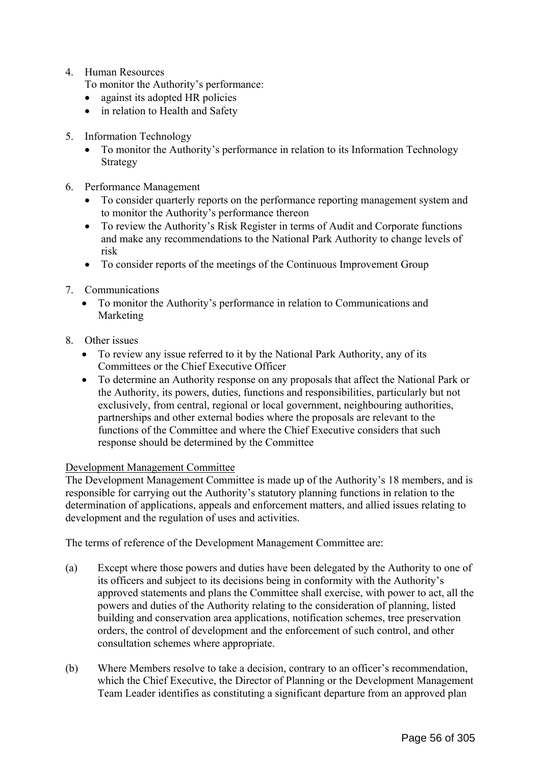4. Human Resources
   To monitor the Authority's performance:
   - against its adopted HR policies
   - in relation to Health and Safety

5. Information Technology
   - To monitor the Authority's performance in relation to its Information Technology Strategy

6. Performance Management
   - To consider quarterly reports on the performance reporting management system and to monitor the Authority's performance thereon
   - To review the Authority's Risk Register in terms of Audit and Corporate functions and make any recommendations to the National Park Authority to change levels of risk
   - To consider reports of the meetings of the Continuous Improvement Group

7. Communications
   - To monitor the Authority's performance in relation to Communications and Marketing

8. Other issues
   - To review any issue referred to it by the National Park Authority, any of its Committees or the Chief Executive Officer
   - To determine an Authority response on any proposals that affect the National Park or the Authority, its powers, duties, functions and responsibilities, particularly but not exclusively, from central, regional or local government, neighbouring authorities, partnerships and other external bodies where the proposals are relevant to the functions of the Committee and where the Chief Executive considers that such response should be determined by the Committee

<u>Development Management Committee</u>

The Development Management Committee is made up of the Authority's 18 members, and is responsible for carrying out the Authority's statutory planning functions in relation to the determination of applications, appeals and enforcement matters, and allied issues relating to development and the regulation of uses and activities.

The terms of reference of the Development Management Committee are:

(a) Except where those powers and duties have been delegated by the Authority to one of its officers and subject to its decisions being in conformity with the Authority's approved statements and plans the Committee shall exercise, with power to act, all the powers and duties of the Authority relating to the consideration of planning, listed building and conservation area applications, notification schemes, tree preservation orders, the control of development and the enforcement of such control, and other consultation schemes where appropriate.

(b) Where Members resolve to take a decision, contrary to an officer's recommendation, which the Chief Executive, the Director of Planning or the Development Management Team Leader identifies as constituting a significant departure from an approved plan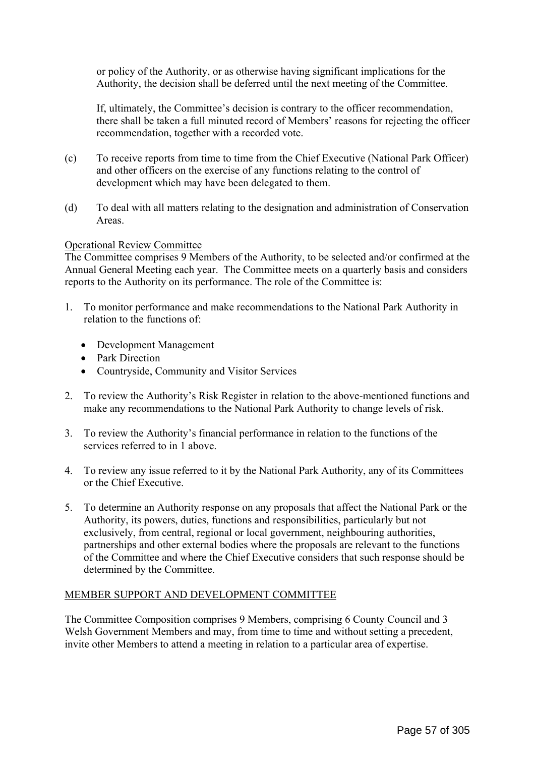or policy of the Authority, or as otherwise having significant implications for the Authority, the decision shall be deferred until the next meeting of the Committee.

If, ultimately, the Committee's decision is contrary to the officer recommendation, there shall be taken a full minuted record of Members' reasons for rejecting the officer recommendation, together with a recorded vote.

(c) To receive reports from time to time from the Chief Executive (National Park Officer) and other officers on the exercise of any functions relating to the control of development which may have been delegated to them.

(d) To deal with all matters relating to the designation and administration of Conservation Areas.

<u>Operational Review Committee</u>

The Committee comprises 9 Members of the Authority, to be selected and/or confirmed at the Annual General Meeting each year. The Committee meets on a quarterly basis and considers reports to the Authority on its performance. The role of the Committee is:

1. To monitor performance and make recommendations to the National Park Authority in relation to the functions of:
   - Development Management
   - Park Direction
   - Countryside, Community and Visitor Services
2. To review the Authority's Risk Register in relation to the above-mentioned functions and make any recommendations to the National Park Authority to change levels of risk.
3. To review the Authority's financial performance in relation to the functions of the services referred to in 1 above.
4. To review any issue referred to it by the National Park Authority, any of its Committees or the Chief Executive.
5. To determine an Authority response on any proposals that affect the National Park or the Authority, its powers, duties, functions and responsibilities, particularly but not exclusively, from central, regional or local government, neighbouring authorities, partnerships and other external bodies where the proposals are relevant to the functions of the Committee and where the Chief Executive considers that such response should be determined by the Committee.

<u>MEMBER SUPPORT AND DEVELOPMENT COMMITTEE</u>

The Committee Composition comprises 9 Members, comprising 6 County Council and 3 Welsh Government Members and may, from time to time and without setting a precedent, invite other Members to attend a meeting in relation to a particular area of expertise.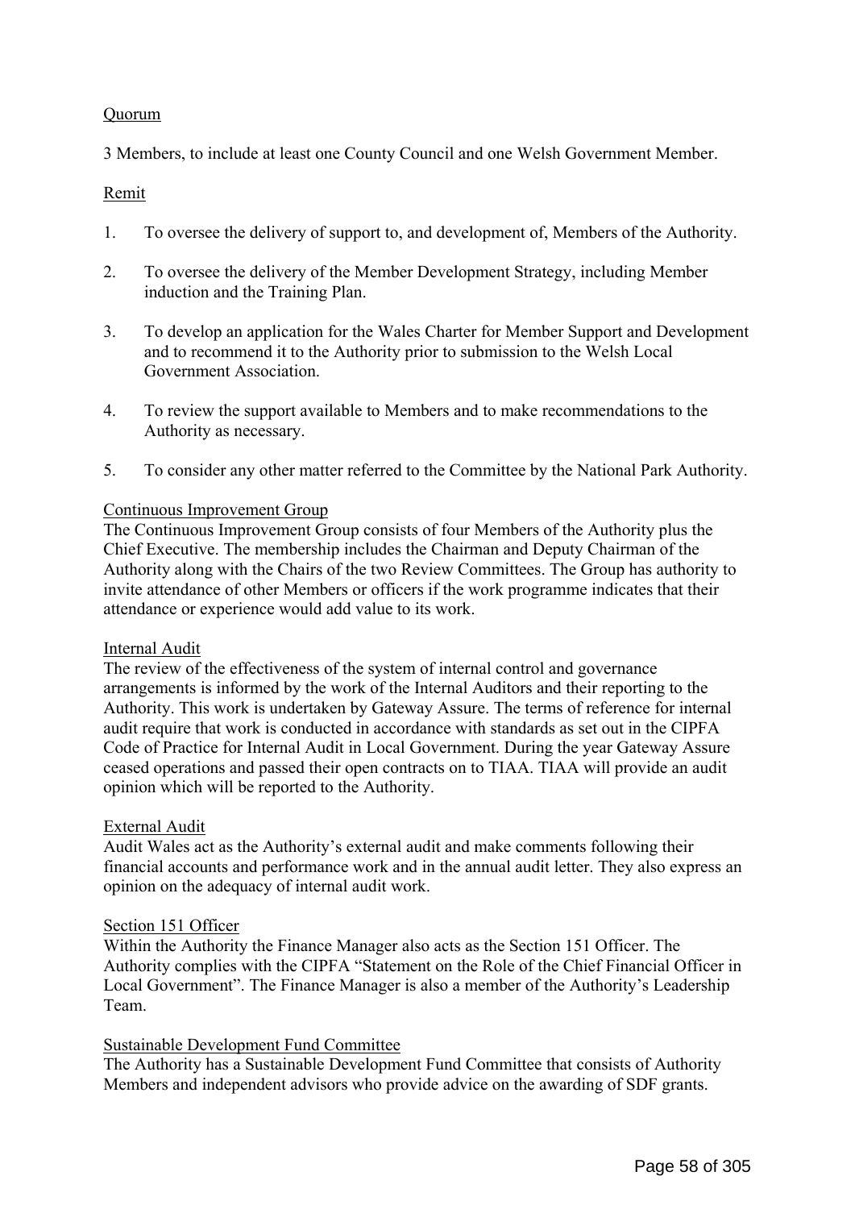Quorum

3 Members, to include at least one County Council and one Welsh Government Member.

Remit

1. To oversee the delivery of support to, and development of, Members of the Authority.

2. To oversee the delivery of the Member Development Strategy, including Member induction and the Training Plan.

3. To develop an application for the Wales Charter for Member Support and Development and to recommend it to the Authority prior to submission to the Welsh Local Government Association.

4. To review the support available to Members and to make recommendations to the Authority as necessary.

5. To consider any other matter referred to the Committee by the National Park Authority.

Continuous Improvement Group

The Continuous Improvement Group consists of four Members of the Authority plus the Chief Executive. The membership includes the Chairman and Deputy Chairman of the Authority along with the Chairs of the two Review Committees. The Group has authority to invite attendance of other Members or officers if the work programme indicates that their attendance or experience would add value to its work.

Internal Audit

The review of the effectiveness of the system of internal control and governance arrangements is informed by the work of the Internal Auditors and their reporting to the Authority. This work is undertaken by Gateway Assure. The terms of reference for internal audit require that work is conducted in accordance with standards as set out in the CIPFA Code of Practice for Internal Audit in Local Government. During the year Gateway Assure ceased operations and passed their open contracts on to TIAA. TIAA will provide an audit opinion which will be reported to the Authority.

External Audit

Audit Wales act as the Authority's external audit and make comments following their financial accounts and performance work and in the annual audit letter. They also express an opinion on the adequacy of internal audit work.

Section 151 Officer

Within the Authority the Finance Manager also acts as the Section 151 Officer. The Authority complies with the CIPFA "Statement on the Role of the Chief Financial Officer in Local Government". The Finance Manager is also a member of the Authority's Leadership Team.

Sustainable Development Fund Committee

The Authority has a Sustainable Development Fund Committee that consists of Authority Members and independent advisors who provide advice on the awarding of SDF grants.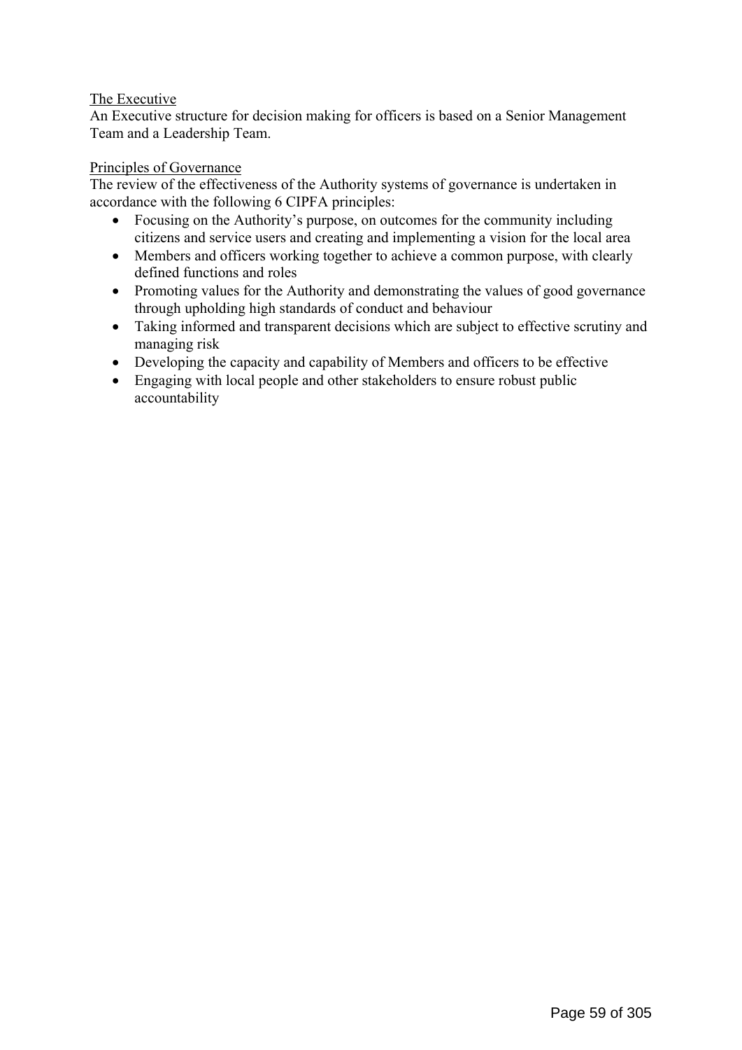<u>The Executive</u>
An Executive structure for decision making for officers is based on a Senior Management Team and a Leadership Team.

<u>Principles of Governance</u>
The review of the effectiveness of the Authority systems of governance is undertaken in accordance with the following 6 CIPFA principles:

- Focusing on the Authority's purpose, on outcomes for the community including citizens and service users and creating and implementing a vision for the local area
- Members and officers working together to achieve a common purpose, with clearly defined functions and roles
- Promoting values for the Authority and demonstrating the values of good governance through upholding high standards of conduct and behaviour
- Taking informed and transparent decisions which are subject to effective scrutiny and managing risk
- Developing the capacity and capability of Members and officers to be effective
- Engaging with local people and other stakeholders to ensure robust public accountability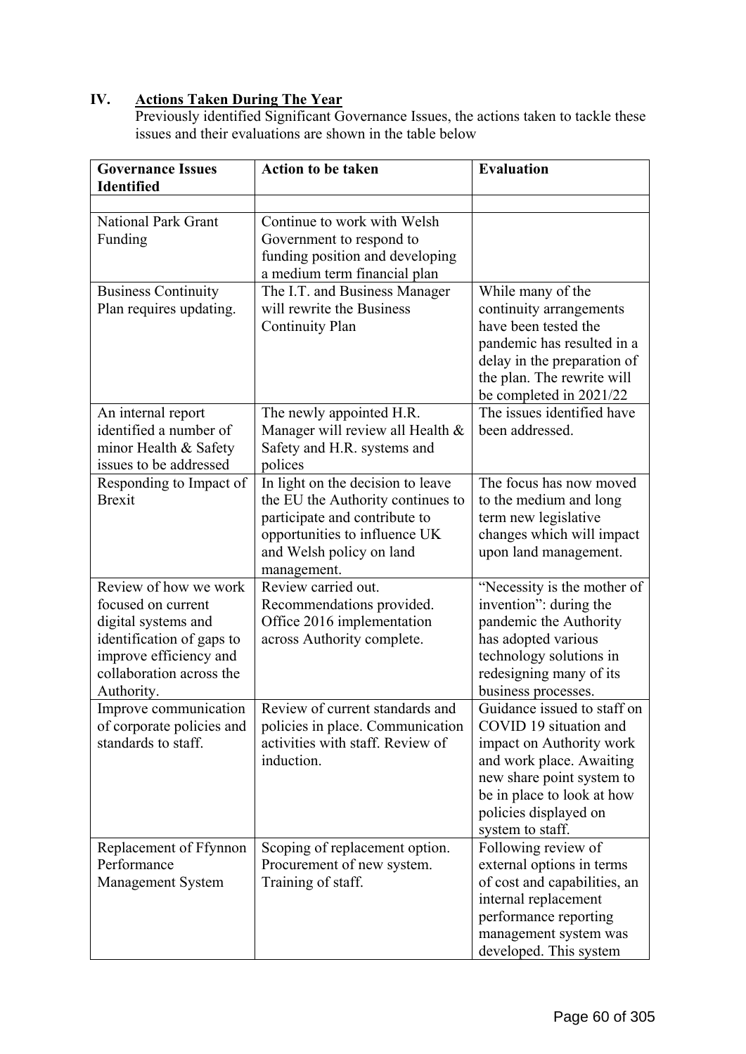## IV. Actions Taken During The Year

Previously identified Significant Governance Issues, the actions taken to tackle these issues and their evaluations are shown in the table below

| Governance Issues Identified | Action to be taken | Evaluation |
|---|---|---|
| | | |
| National Park Grant Funding | Continue to work with Welsh Government to respond to funding position and developing a medium term financial plan | |
| Business Continuity Plan requires updating. | The I.T. and Business Manager will rewrite the Business Continuity Plan | While many of the continuity arrangements have been tested the pandemic has resulted in a delay in the preparation of the plan. The rewrite will be completed in 2021/22 |
| An internal report identified a number of minor Health & Safety issues to be addressed | The newly appointed H.R. Manager will review all Health & Safety and H.R. systems and polices | The issues identified have been addressed. |
| Responding to Impact of Brexit | In light on the decision to leave the EU the Authority continues to participate and contribute to opportunities to influence UK and Welsh policy on land management. | The focus has now moved to the medium and long term new legislative changes which will impact upon land management. |
| Review of how we work focused on current digital systems and identification of gaps to improve efficiency and collaboration across the Authority. | Review carried out. Recommendations provided. Office 2016 implementation across Authority complete. | "Necessity is the mother of invention": during the pandemic the Authority has adopted various technology solutions in redesigning many of its business processes. |
| Improve communication of corporate policies and standards to staff. | Review of current standards and policies in place. Communication activities with staff. Review of induction. | Guidance issued to staff on COVID 19 situation and impact on Authority work and work place. Awaiting new share point system to be in place to look at how policies displayed on system to staff. |
| Replacement of Ffynnon Performance Management System | Scoping of replacement option. Procurement of new system. Training of staff. | Following review of external options in terms of cost and capabilities, an internal replacement performance reporting management system was developed. This system |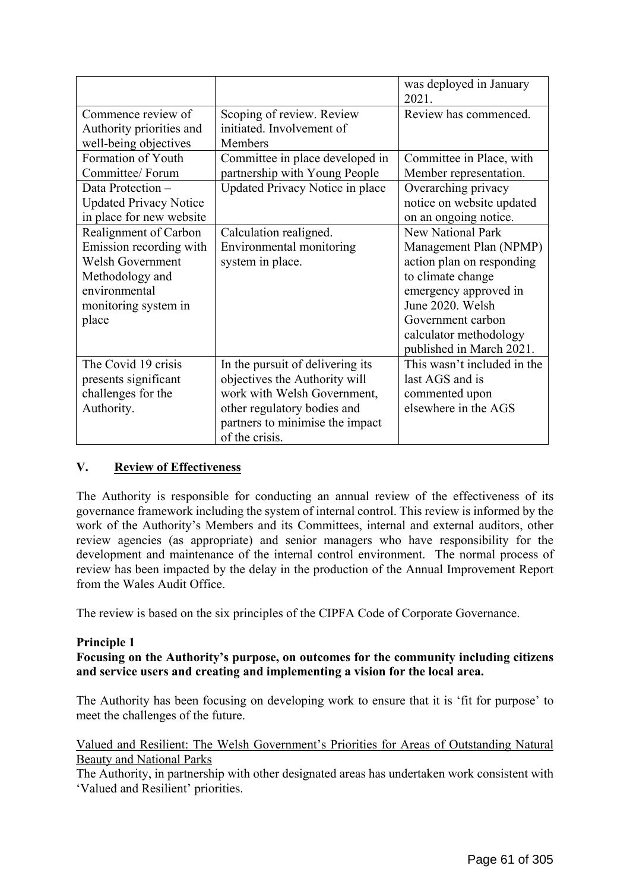| | | was deployed in January 2021. |
|---|---|---|
| Commence review of Authority priorities and well-being objectives | Scoping of review. Review initiated. Involvement of Members | Review has commenced. |
| Formation of Youth Committee/ Forum | Committee in place developed in partnership with Young People | Committee in Place, with Member representation. |
| Data Protection – Updated Privacy Notice in place for new website | Updated Privacy Notice in place | Overarching privacy notice on website updated on an ongoing notice. |
| Realignment of Carbon Emission recording with Welsh Government Methodology and environmental monitoring system in place | Calculation realigned. Environmental monitoring system in place. | New National Park Management Plan (NPMP) action plan on responding to climate change emergency approved in June 2020. Welsh Government carbon calculator methodology published in March 2021. |
| The Covid 19 crisis presents significant challenges for the Authority. | In the pursuit of delivering its objectives the Authority will work with Welsh Government, other regulatory bodies and partners to minimise the impact of the crisis. | This wasn't included in the last AGS and is commented upon elsewhere in the AGS |

## V. Review of Effectiveness

The Authority is responsible for conducting an annual review of the effectiveness of its governance framework including the system of internal control. This review is informed by the work of the Authority's Members and its Committees, internal and external auditors, other review agencies (as appropriate) and senior managers who have responsibility for the development and maintenance of the internal control environment. The normal process of review has been impacted by the delay in the production of the Annual Improvement Report from the Wales Audit Office.

The review is based on the six principles of the CIPFA Code of Corporate Governance.

**Principle 1**

**Focusing on the Authority's purpose, on outcomes for the community including citizens and service users and creating and implementing a vision for the local area.**

The Authority has been focusing on developing work to ensure that it is 'fit for purpose' to meet the challenges of the future.

Valued and Resilient: The Welsh Government's Priorities for Areas of Outstanding Natural Beauty and National Parks

The Authority, in partnership with other designated areas has undertaken work consistent with 'Valued and Resilient' priorities.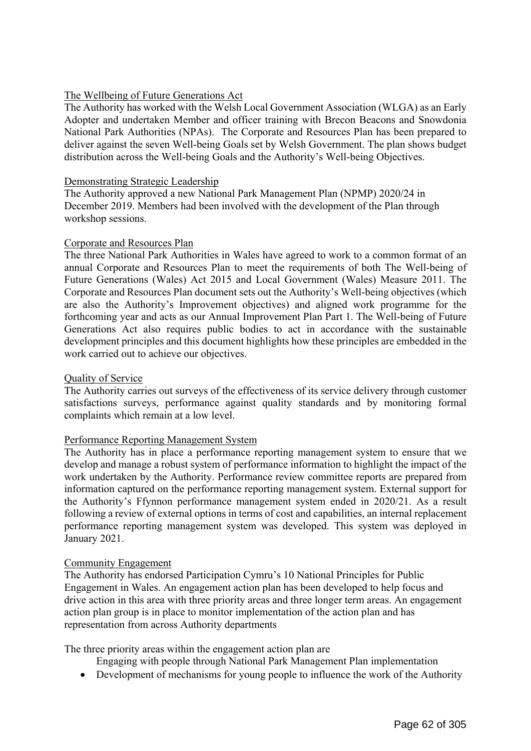The Wellbeing of Future Generations Act

The Authority has worked with the Welsh Local Government Association (WLGA) as an Early Adopter and undertaken Member and officer training with Brecon Beacons and Snowdonia National Park Authorities (NPAs). The Corporate and Resources Plan has been prepared to deliver against the seven Well-being Goals set by Welsh Government. The plan shows budget distribution across the Well-being Goals and the Authority's Well-being Objectives.

Demonstrating Strategic Leadership

The Authority approved a new National Park Management Plan (NPMP) 2020/24 in December 2019. Members had been involved with the development of the Plan through workshop sessions.

Corporate and Resources Plan

The three National Park Authorities in Wales have agreed to work to a common format of an annual Corporate and Resources Plan to meet the requirements of both The Well-being of Future Generations (Wales) Act 2015 and Local Government (Wales) Measure 2011. The Corporate and Resources Plan document sets out the Authority's Well-being objectives (which are also the Authority's Improvement objectives) and aligned work programme for the forthcoming year and acts as our Annual Improvement Plan Part 1. The Well-being of Future Generations Act also requires public bodies to act in accordance with the sustainable development principles and this document highlights how these principles are embedded in the work carried out to achieve our objectives.

Quality of Service

The Authority carries out surveys of the effectiveness of its service delivery through customer satisfactions surveys, performance against quality standards and by monitoring formal complaints which remain at a low level.

Performance Reporting Management System

The Authority has in place a performance reporting management system to ensure that we develop and manage a robust system of performance information to highlight the impact of the work undertaken by the Authority. Performance review committee reports are prepared from information captured on the performance reporting management system. External support for the Authority's Ffynnon performance management system ended in 2020/21. As a result following a review of external options in terms of cost and capabilities, an internal replacement performance reporting management system was developed. This system was deployed in January 2021.

Community Engagement

The Authority has endorsed Participation Cymru's 10 National Principles for Public Engagement in Wales. An engagement action plan has been developed to help focus and drive action in this area with three priority areas and three longer term areas. An engagement action plan group is in place to monitor implementation of the action plan and has representation from across Authority departments

The three priority areas within the engagement action plan are

- Engaging with people through National Park Management Plan implementation
- Development of mechanisms for young people to influence the work of the Authority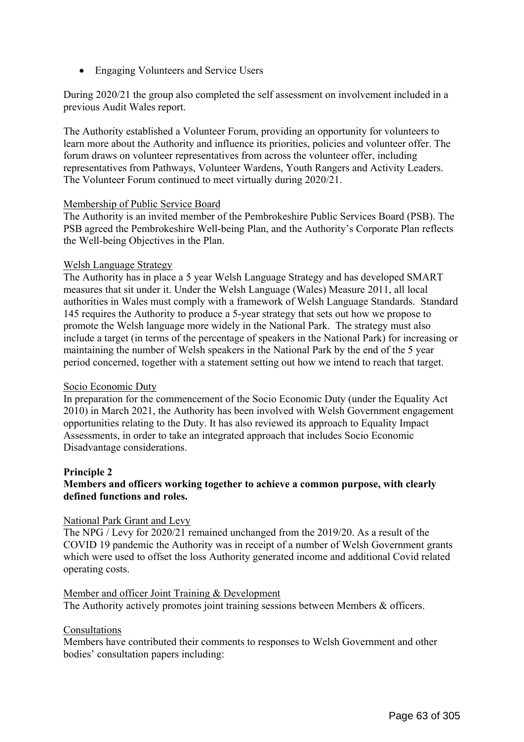- Engaging Volunteers and Service Users

During 2020/21 the group also completed the self assessment on involvement included in a previous Audit Wales report.

The Authority established a Volunteer Forum, providing an opportunity for volunteers to learn more about the Authority and influence its priorities, policies and volunteer offer. The forum draws on volunteer representatives from across the volunteer offer, including representatives from Pathways, Volunteer Wardens, Youth Rangers and Activity Leaders. The Volunteer Forum continued to meet virtually during 2020/21.

Membership of Public Service Board

The Authority is an invited member of the Pembrokeshire Public Services Board (PSB). The PSB agreed the Pembrokeshire Well-being Plan, and the Authority's Corporate Plan reflects the Well-being Objectives in the Plan.

Welsh Language Strategy

The Authority has in place a 5 year Welsh Language Strategy and has developed SMART measures that sit under it. Under the Welsh Language (Wales) Measure 2011, all local authorities in Wales must comply with a framework of Welsh Language Standards. Standard 145 requires the Authority to produce a 5-year strategy that sets out how we propose to promote the Welsh language more widely in the National Park. The strategy must also include a target (in terms of the percentage of speakers in the National Park) for increasing or maintaining the number of Welsh speakers in the National Park by the end of the 5 year period concerned, together with a statement setting out how we intend to reach that target.

Socio Economic Duty

In preparation for the commencement of the Socio Economic Duty (under the Equality Act 2010) in March 2021, the Authority has been involved with Welsh Government engagement opportunities relating to the Duty. It has also reviewed its approach to Equality Impact Assessments, in order to take an integrated approach that includes Socio Economic Disadvantage considerations.

**Principle 2**

**Members and officers working together to achieve a common purpose, with clearly defined functions and roles.**

National Park Grant and Levy

The NPG / Levy for 2020/21 remained unchanged from the 2019/20. As a result of the COVID 19 pandemic the Authority was in receipt of a number of Welsh Government grants which were used to offset the loss Authority generated income and additional Covid related operating costs.

Member and officer Joint Training & Development

The Authority actively promotes joint training sessions between Members & officers.

Consultations

Members have contributed their comments to responses to Welsh Government and other bodies' consultation papers including: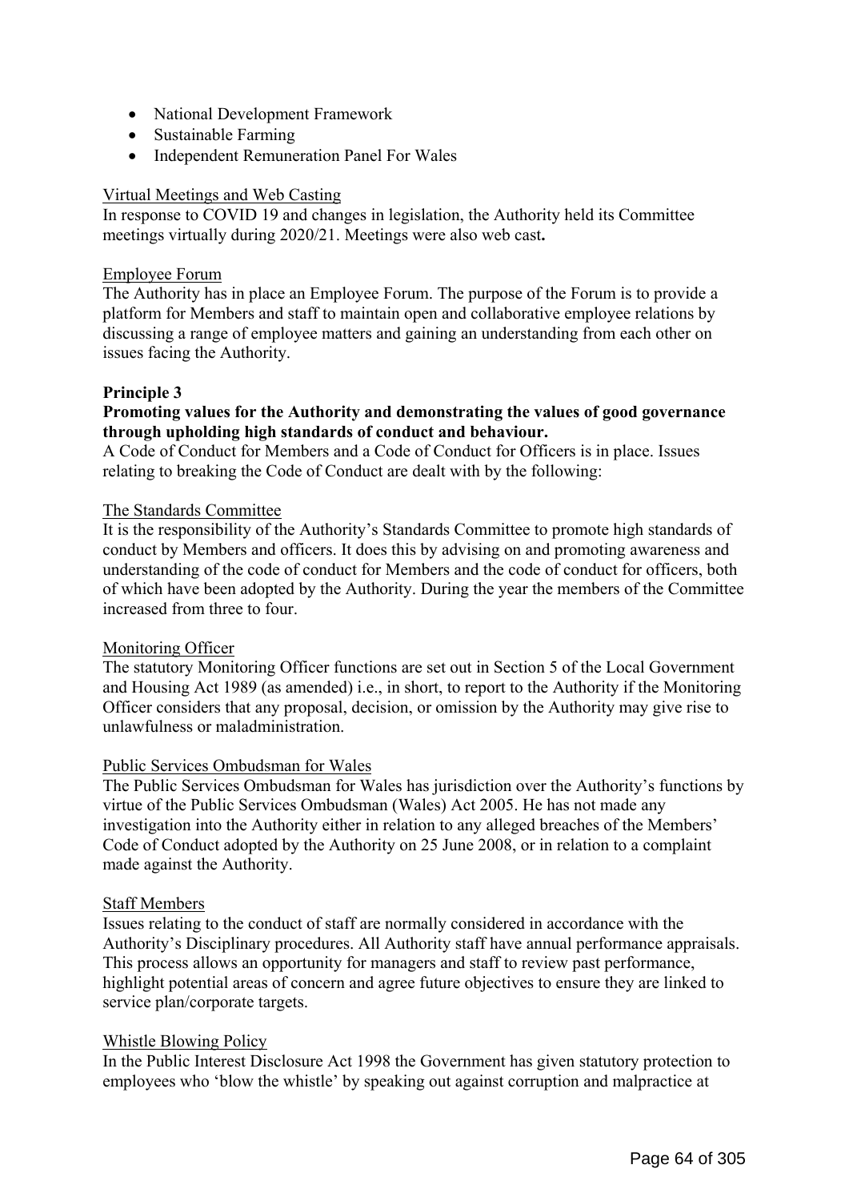- National Development Framework
- Sustainable Farming
- Independent Remuneration Panel For Wales

Virtual Meetings and Web Casting

In response to COVID 19 and changes in legislation, the Authority held its Committee meetings virtually during 2020/21. Meetings were also web cast**.**

Employee Forum

The Authority has in place an Employee Forum. The purpose of the Forum is to provide a platform for Members and staff to maintain open and collaborative employee relations by discussing a range of employee matters and gaining an understanding from each other on issues facing the Authority.

**Principle 3**

**Promoting values for the Authority and demonstrating the values of good governance through upholding high standards of conduct and behaviour.**

A Code of Conduct for Members and a Code of Conduct for Officers is in place. Issues relating to breaking the Code of Conduct are dealt with by the following:

The Standards Committee

It is the responsibility of the Authority's Standards Committee to promote high standards of conduct by Members and officers. It does this by advising on and promoting awareness and understanding of the code of conduct for Members and the code of conduct for officers, both of which have been adopted by the Authority. During the year the members of the Committee increased from three to four.

Monitoring Officer

The statutory Monitoring Officer functions are set out in Section 5 of the Local Government and Housing Act 1989 (as amended) i.e., in short, to report to the Authority if the Monitoring Officer considers that any proposal, decision, or omission by the Authority may give rise to unlawfulness or maladministration.

Public Services Ombudsman for Wales

The Public Services Ombudsman for Wales has jurisdiction over the Authority's functions by virtue of the Public Services Ombudsman (Wales) Act 2005. He has not made any investigation into the Authority either in relation to any alleged breaches of the Members' Code of Conduct adopted by the Authority on 25 June 2008, or in relation to a complaint made against the Authority.

Staff Members

Issues relating to the conduct of staff are normally considered in accordance with the Authority's Disciplinary procedures. All Authority staff have annual performance appraisals. This process allows an opportunity for managers and staff to review past performance, highlight potential areas of concern and agree future objectives to ensure they are linked to service plan/corporate targets.

Whistle Blowing Policy

In the Public Interest Disclosure Act 1998 the Government has given statutory protection to employees who 'blow the whistle' by speaking out against corruption and malpractice at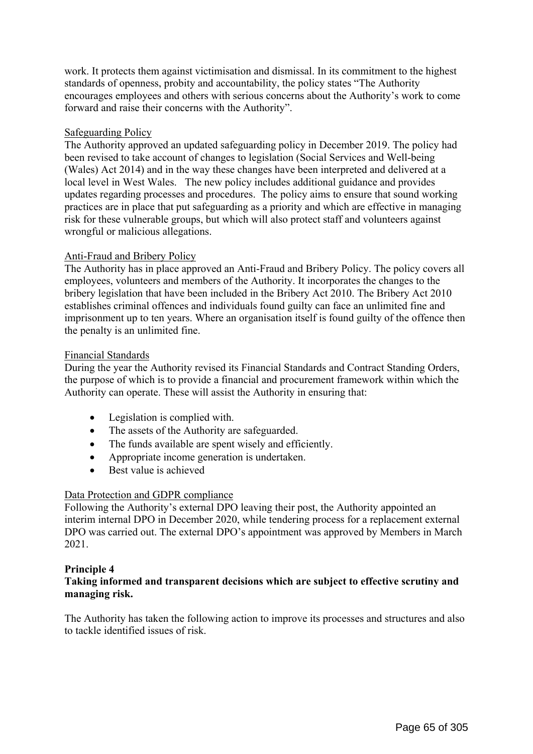work. It protects them against victimisation and dismissal. In its commitment to the highest standards of openness, probity and accountability, the policy states "The Authority encourages employees and others with serious concerns about the Authority's work to come forward and raise their concerns with the Authority".

Safeguarding Policy

The Authority approved an updated safeguarding policy in December 2019. The policy had been revised to take account of changes to legislation (Social Services and Well-being (Wales) Act 2014) and in the way these changes have been interpreted and delivered at a local level in West Wales. The new policy includes additional guidance and provides updates regarding processes and procedures. The policy aims to ensure that sound working practices are in place that put safeguarding as a priority and which are effective in managing risk for these vulnerable groups, but which will also protect staff and volunteers against wrongful or malicious allegations.

Anti-Fraud and Bribery Policy

The Authority has in place approved an Anti-Fraud and Bribery Policy. The policy covers all employees, volunteers and members of the Authority. It incorporates the changes to the bribery legislation that have been included in the Bribery Act 2010. The Bribery Act 2010 establishes criminal offences and individuals found guilty can face an unlimited fine and imprisonment up to ten years. Where an organisation itself is found guilty of the offence then the penalty is an unlimited fine.

Financial Standards

During the year the Authority revised its Financial Standards and Contract Standing Orders, the purpose of which is to provide a financial and procurement framework within which the Authority can operate. These will assist the Authority in ensuring that:

- Legislation is complied with.
- The assets of the Authority are safeguarded.
- The funds available are spent wisely and efficiently.
- Appropriate income generation is undertaken.
- Best value is achieved

Data Protection and GDPR compliance

Following the Authority's external DPO leaving their post, the Authority appointed an interim internal DPO in December 2020, while tendering process for a replacement external DPO was carried out. The external DPO's appointment was approved by Members in March 2021.

**Principle 4**

**Taking informed and transparent decisions which are subject to effective scrutiny and managing risk.**

The Authority has taken the following action to improve its processes and structures and also to tackle identified issues of risk.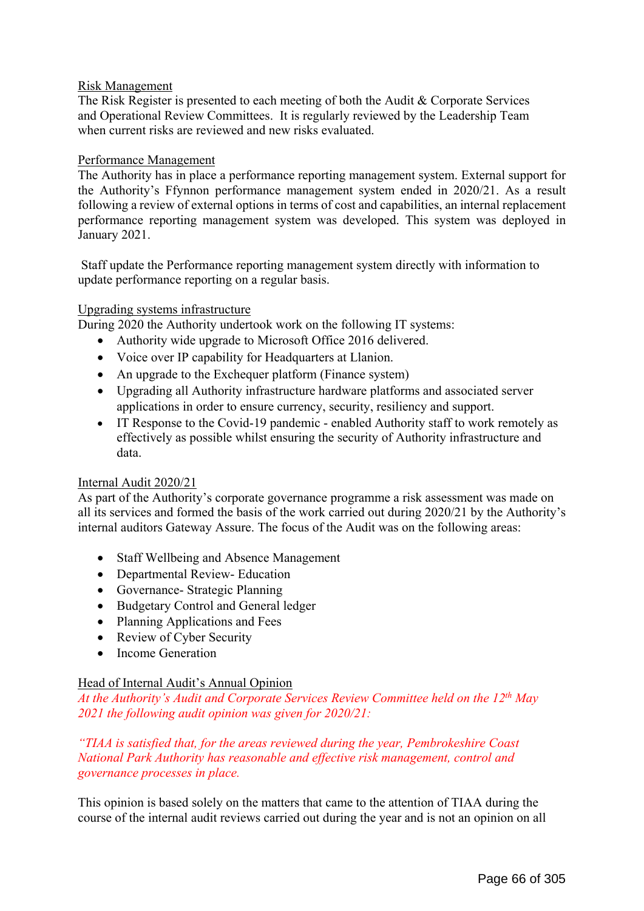Risk Management

The Risk Register is presented to each meeting of both the Audit & Corporate Services and Operational Review Committees. It is regularly reviewed by the Leadership Team when current risks are reviewed and new risks evaluated.

Performance Management

The Authority has in place a performance reporting management system. External support for the Authority's Ffynnon performance management system ended in 2020/21. As a result following a review of external options in terms of cost and capabilities, an internal replacement performance reporting management system was developed. This system was deployed in January 2021.

Staff update the Performance reporting management system directly with information to update performance reporting on a regular basis.

Upgrading systems infrastructure

During 2020 the Authority undertook work on the following IT systems:

- Authority wide upgrade to Microsoft Office 2016 delivered.
- Voice over IP capability for Headquarters at Llanion.
- An upgrade to the Exchequer platform (Finance system)
- Upgrading all Authority infrastructure hardware platforms and associated server applications in order to ensure currency, security, resiliency and support.
- IT Response to the Covid-19 pandemic - enabled Authority staff to work remotely as effectively as possible whilst ensuring the security of Authority infrastructure and data.

Internal Audit 2020/21

As part of the Authority's corporate governance programme a risk assessment was made on all its services and formed the basis of the work carried out during 2020/21 by the Authority's internal auditors Gateway Assure. The focus of the Audit was on the following areas:

- Staff Wellbeing and Absence Management
- Departmental Review- Education
- Governance- Strategic Planning
- Budgetary Control and General ledger
- Planning Applications and Fees
- Review of Cyber Security
- Income Generation

Head of Internal Audit's Annual Opinion

*At the Authority's Audit and Corporate Services Review Committee held on the 12th May 2021 the following audit opinion was given for 2020/21:*

*"TIAA is satisfied that, for the areas reviewed during the year, Pembrokeshire Coast National Park Authority has reasonable and effective risk management, control and governance processes in place.*

This opinion is based solely on the matters that came to the attention of TIAA during the course of the internal audit reviews carried out during the year and is not an opinion on all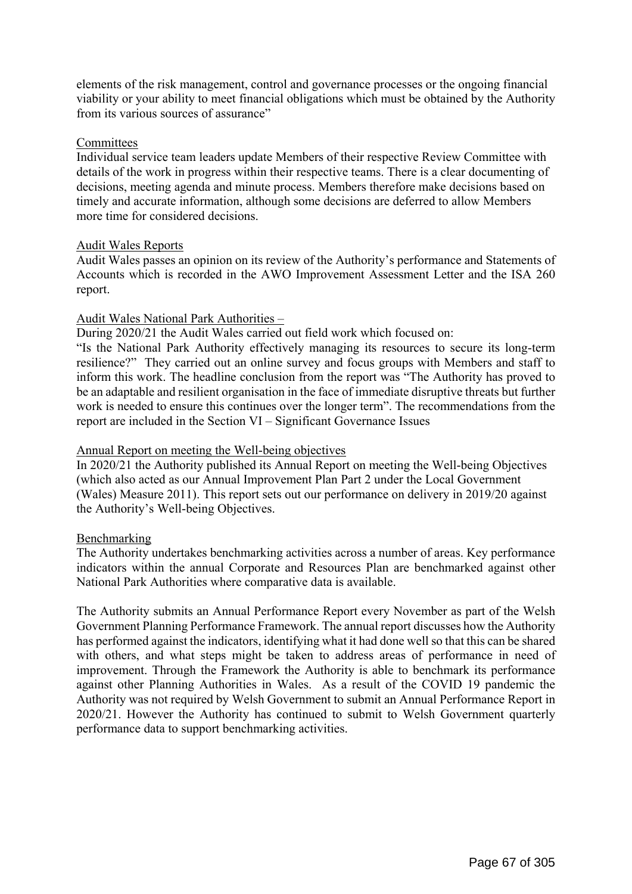elements of the risk management, control and governance processes or the ongoing financial viability or your ability to meet financial obligations which must be obtained by the Authority from its various sources of assurance"

Committees

Individual service team leaders update Members of their respective Review Committee with details of the work in progress within their respective teams. There is a clear documenting of decisions, meeting agenda and minute process. Members therefore make decisions based on timely and accurate information, although some decisions are deferred to allow Members more time for considered decisions.

Audit Wales Reports

Audit Wales passes an opinion on its review of the Authority's performance and Statements of Accounts which is recorded in the AWO Improvement Assessment Letter and the ISA 260 report.

Audit Wales National Park Authorities –

During 2020/21 the Audit Wales carried out field work which focused on:

"Is the National Park Authority effectively managing its resources to secure its long-term resilience?" They carried out an online survey and focus groups with Members and staff to inform this work. The headline conclusion from the report was "The Authority has proved to be an adaptable and resilient organisation in the face of immediate disruptive threats but further work is needed to ensure this continues over the longer term". The recommendations from the report are included in the Section VI – Significant Governance Issues

Annual Report on meeting the Well-being objectives

In 2020/21 the Authority published its Annual Report on meeting the Well-being Objectives (which also acted as our Annual Improvement Plan Part 2 under the Local Government (Wales) Measure 2011). This report sets out our performance on delivery in 2019/20 against the Authority's Well-being Objectives.

Benchmarking

The Authority undertakes benchmarking activities across a number of areas. Key performance indicators within the annual Corporate and Resources Plan are benchmarked against other National Park Authorities where comparative data is available.

The Authority submits an Annual Performance Report every November as part of the Welsh Government Planning Performance Framework. The annual report discusses how the Authority has performed against the indicators, identifying what it had done well so that this can be shared with others, and what steps might be taken to address areas of performance in need of improvement. Through the Framework the Authority is able to benchmark its performance against other Planning Authorities in Wales. As a result of the COVID 19 pandemic the Authority was not required by Welsh Government to submit an Annual Performance Report in 2020/21. However the Authority has continued to submit to Welsh Government quarterly performance data to support benchmarking activities.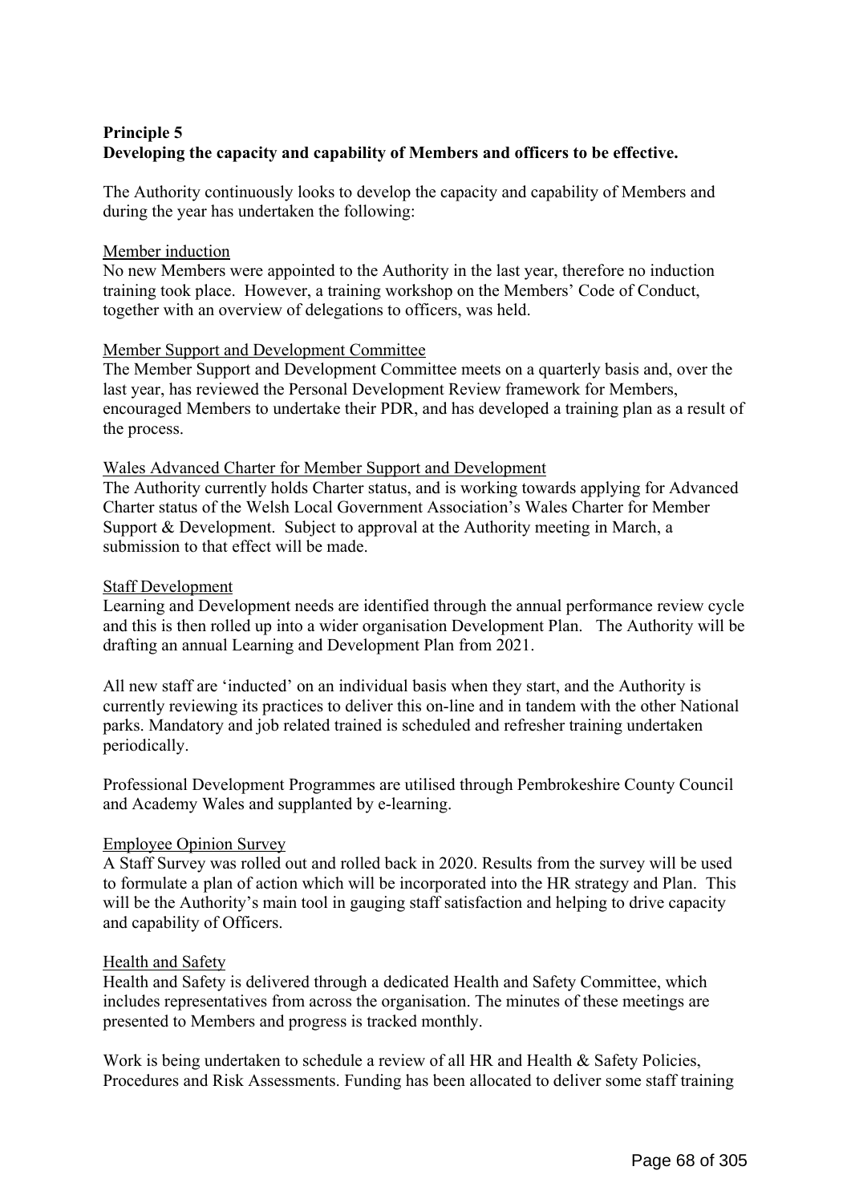**Principle 5**
**Developing the capacity and capability of Members and officers to be effective.**

The Authority continuously looks to develop the capacity and capability of Members and during the year has undertaken the following:

Member induction
No new Members were appointed to the Authority in the last year, therefore no induction training took place. However, a training workshop on the Members' Code of Conduct, together with an overview of delegations to officers, was held.

Member Support and Development Committee
The Member Support and Development Committee meets on a quarterly basis and, over the last year, has reviewed the Personal Development Review framework for Members, encouraged Members to undertake their PDR, and has developed a training plan as a result of the process.

Wales Advanced Charter for Member Support and Development
The Authority currently holds Charter status, and is working towards applying for Advanced Charter status of the Welsh Local Government Association's Wales Charter for Member Support & Development. Subject to approval at the Authority meeting in March, a submission to that effect will be made.

Staff Development
Learning and Development needs are identified through the annual performance review cycle and this is then rolled up into a wider organisation Development Plan. The Authority will be drafting an annual Learning and Development Plan from 2021.

All new staff are 'inducted' on an individual basis when they start, and the Authority is currently reviewing its practices to deliver this on-line and in tandem with the other National parks. Mandatory and job related trained is scheduled and refresher training undertaken periodically.

Professional Development Programmes are utilised through Pembrokeshire County Council and Academy Wales and supplanted by e-learning.

Employee Opinion Survey
A Staff Survey was rolled out and rolled back in 2020. Results from the survey will be used to formulate a plan of action which will be incorporated into the HR strategy and Plan. This will be the Authority's main tool in gauging staff satisfaction and helping to drive capacity and capability of Officers.

Health and Safety
Health and Safety is delivered through a dedicated Health and Safety Committee, which includes representatives from across the organisation. The minutes of these meetings are presented to Members and progress is tracked monthly.

Work is being undertaken to schedule a review of all HR and Health & Safety Policies, Procedures and Risk Assessments. Funding has been allocated to deliver some staff training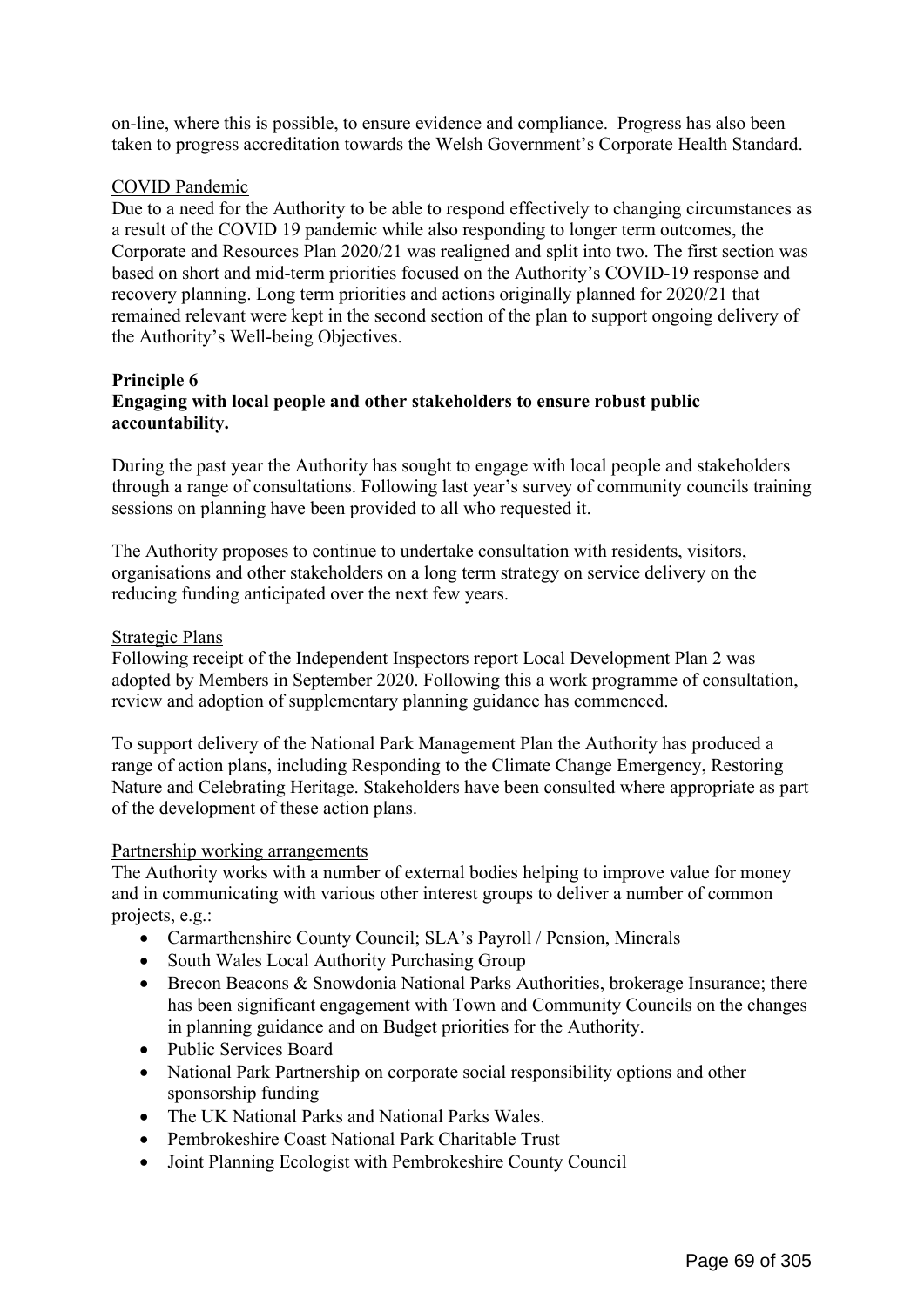on-line, where this is possible, to ensure evidence and compliance. Progress has also been taken to progress accreditation towards the Welsh Government's Corporate Health Standard.

COVID Pandemic

Due to a need for the Authority to be able to respond effectively to changing circumstances as a result of the COVID 19 pandemic while also responding to longer term outcomes, the Corporate and Resources Plan 2020/21 was realigned and split into two. The first section was based on short and mid-term priorities focused on the Authority's COVID-19 response and recovery planning. Long term priorities and actions originally planned for 2020/21 that remained relevant were kept in the second section of the plan to support ongoing delivery of the Authority's Well-being Objectives.

**Principle 6**

**Engaging with local people and other stakeholders to ensure robust public accountability.**

During the past year the Authority has sought to engage with local people and stakeholders through a range of consultations. Following last year's survey of community councils training sessions on planning have been provided to all who requested it.

The Authority proposes to continue to undertake consultation with residents, visitors, organisations and other stakeholders on a long term strategy on service delivery on the reducing funding anticipated over the next few years.

Strategic Plans

Following receipt of the Independent Inspectors report Local Development Plan 2 was adopted by Members in September 2020. Following this a work programme of consultation, review and adoption of supplementary planning guidance has commenced.

To support delivery of the National Park Management Plan the Authority has produced a range of action plans, including Responding to the Climate Change Emergency, Restoring Nature and Celebrating Heritage. Stakeholders have been consulted where appropriate as part of the development of these action plans.

Partnership working arrangements

The Authority works with a number of external bodies helping to improve value for money and in communicating with various other interest groups to deliver a number of common projects, e.g.:

- Carmarthenshire County Council; SLA's Payroll / Pension, Minerals
- South Wales Local Authority Purchasing Group
- Brecon Beacons & Snowdonia National Parks Authorities, brokerage Insurance; there has been significant engagement with Town and Community Councils on the changes in planning guidance and on Budget priorities for the Authority.
- Public Services Board
- National Park Partnership on corporate social responsibility options and other sponsorship funding
- The UK National Parks and National Parks Wales.
- Pembrokeshire Coast National Park Charitable Trust
- Joint Planning Ecologist with Pembrokeshire County Council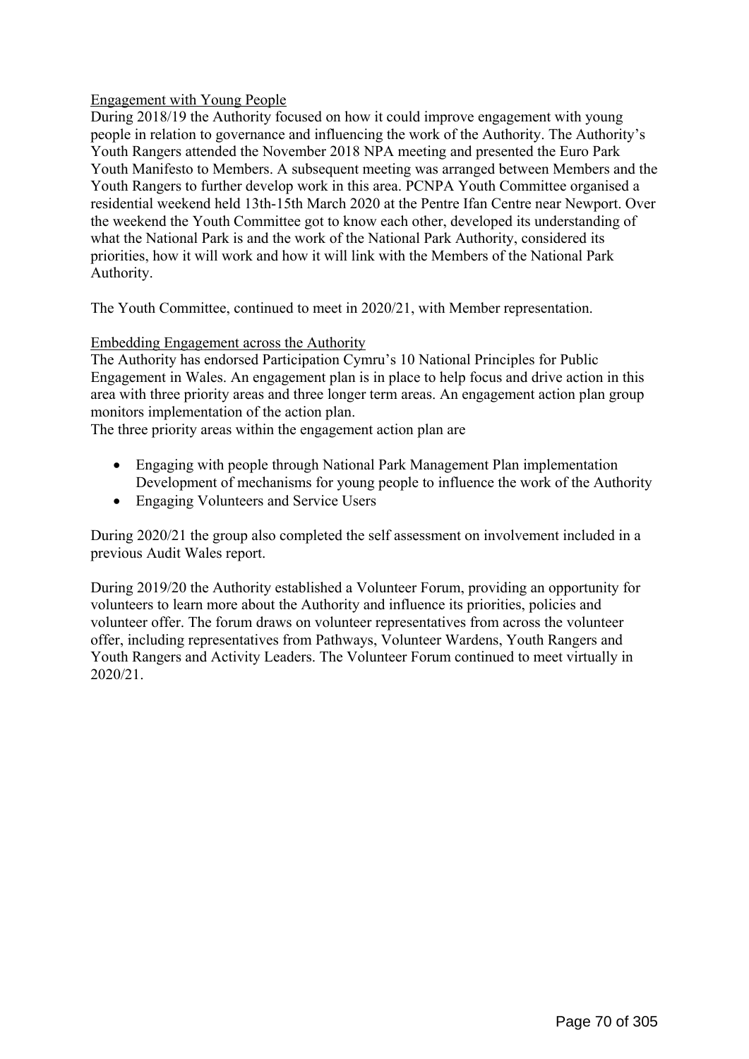Engagement with Young People

During 2018/19 the Authority focused on how it could improve engagement with young people in relation to governance and influencing the work of the Authority. The Authority's Youth Rangers attended the November 2018 NPA meeting and presented the Euro Park Youth Manifesto to Members. A subsequent meeting was arranged between Members and the Youth Rangers to further develop work in this area. PCNPA Youth Committee organised a residential weekend held 13th-15th March 2020 at the Pentre Ifan Centre near Newport. Over the weekend the Youth Committee got to know each other, developed its understanding of what the National Park is and the work of the National Park Authority, considered its priorities, how it will work and how it will link with the Members of the National Park Authority.

The Youth Committee, continued to meet in 2020/21, with Member representation.

Embedding Engagement across the Authority

The Authority has endorsed Participation Cymru's 10 National Principles for Public Engagement in Wales. An engagement plan is in place to help focus and drive action in this area with three priority areas and three longer term areas. An engagement action plan group monitors implementation of the action plan.

The three priority areas within the engagement action plan are

- Engaging with people through National Park Management Plan implementation Development of mechanisms for young people to influence the work of the Authority
- Engaging Volunteers and Service Users

During 2020/21 the group also completed the self assessment on involvement included in a previous Audit Wales report.

During 2019/20 the Authority established a Volunteer Forum, providing an opportunity for volunteers to learn more about the Authority and influence its priorities, policies and volunteer offer. The forum draws on volunteer representatives from across the volunteer offer, including representatives from Pathways, Volunteer Wardens, Youth Rangers and Youth Rangers and Activity Leaders. The Volunteer Forum continued to meet virtually in 2020/21.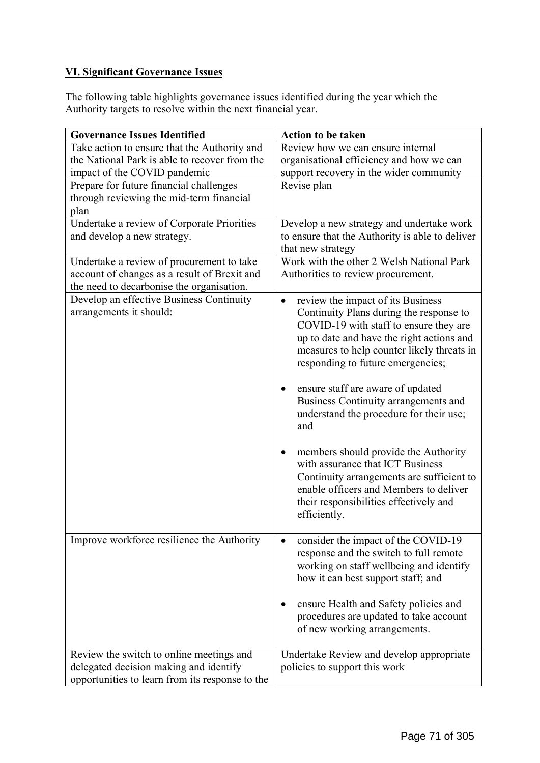## VI. Significant Governance Issues

The following table highlights governance issues identified during the year which the Authority targets to resolve within the next financial year.

| Governance Issues Identified | Action to be taken |
|---|---|
| Take action to ensure that the Authority and the National Park is able to recover from the impact of the COVID pandemic | Review how we can ensure internal organisational efficiency and how we can support recovery in the wider community |
| Prepare for future financial challenges through reviewing the mid-term financial plan | Revise plan |
| Undertake a review of Corporate Priorities and develop a new strategy. | Develop a new strategy and undertake work to ensure that the Authority is able to deliver that new strategy |
| Undertake a review of procurement to take account of changes as a result of Brexit and the need to decarbonise the organisation. | Work with the other 2 Welsh National Park Authorities to review procurement. |
| Develop an effective Business Continuity arrangements it should: | • review the impact of its Business Continuity Plans during the response to COVID-19 with staff to ensure they are up to date and have the right actions and measures to help counter likely threats in responding to future emergencies;<br><br>• ensure staff are aware of updated Business Continuity arrangements and understand the procedure for their use; and<br><br>• members should provide the Authority with assurance that ICT Business Continuity arrangements are sufficient to enable officers and Members to deliver their responsibilities effectively and efficiently. |
| Improve workforce resilience the Authority | • consider the impact of the COVID-19 response and the switch to full remote working on staff wellbeing and identify how it can best support staff; and<br><br>• ensure Health and Safety policies and procedures are updated to take account of new working arrangements. |
| Review the switch to online meetings and delegated decision making and identify opportunities to learn from its response to the | Undertake Review and develop appropriate policies to support this work |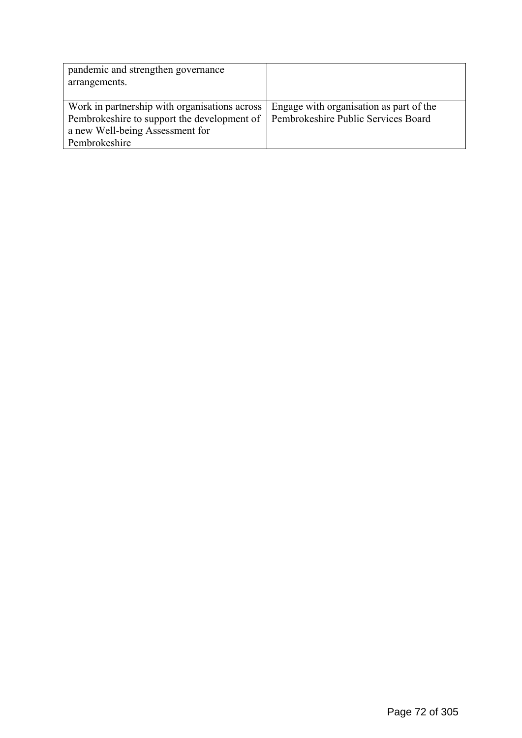| | |
|---|---|
| pandemic and strengthen governance arrangements. | |
| Work in partnership with organisations across Pembrokeshire to support the development of a new Well-being Assessment for Pembrokeshire | Engage with organisation as part of the Pembrokeshire Public Services Board |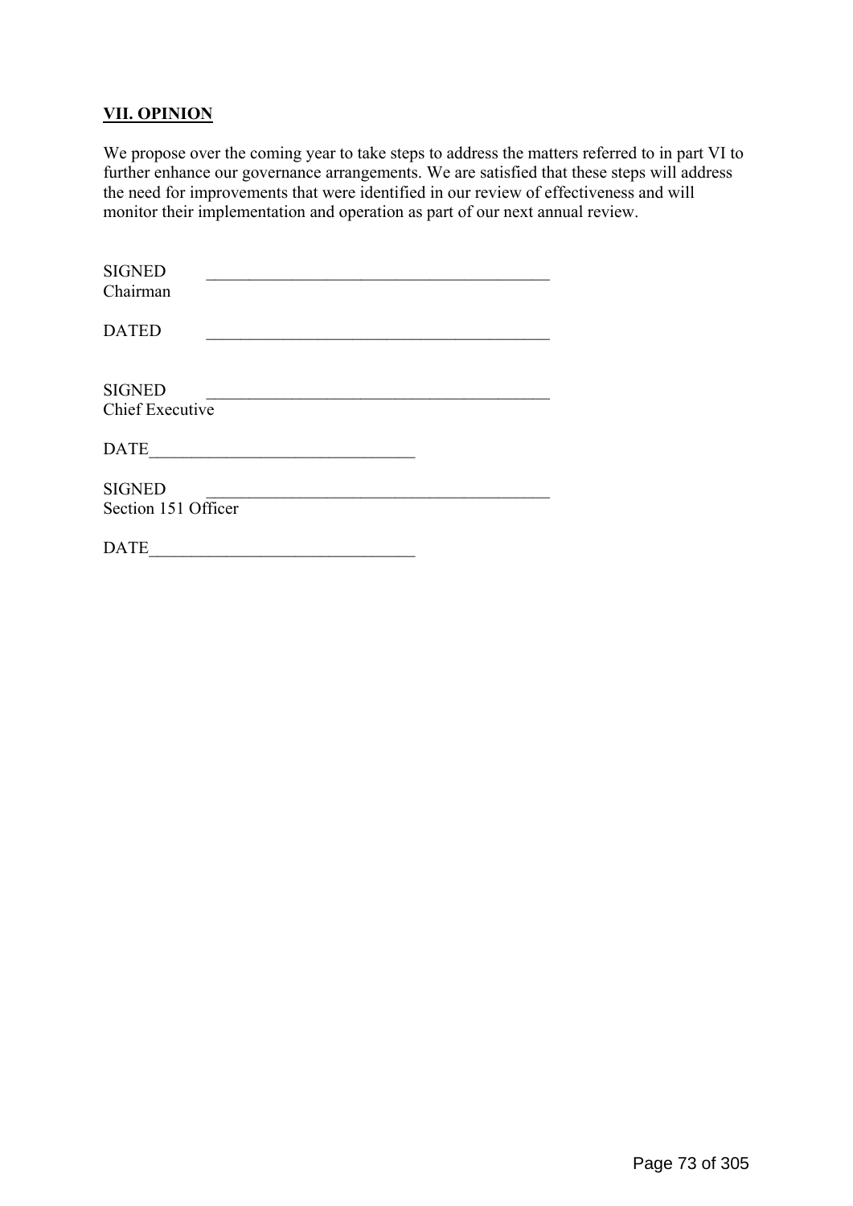## VII. OPINION

We propose over the coming year to take steps to address the matters referred to in part VI to further enhance our governance arrangements. We are satisfied that these steps will address the need for improvements that were identified in our review of effectiveness and will monitor their implementation and operation as part of our next annual review.

SIGNED \_\_\_\_\_\_\_\_\_\_\_\_\_\_\_\_\_\_\_\_\_\_\_\_\_\_\_\_\_\_\_\_\_\_\_\_\_\_\_\_
Chairman

DATED \_\_\_\_\_\_\_\_\_\_\_\_\_\_\_\_\_\_\_\_\_\_\_\_\_\_\_\_\_\_\_\_\_\_\_\_\_\_\_\_

SIGNED \_\_\_\_\_\_\_\_\_\_\_\_\_\_\_\_\_\_\_\_\_\_\_\_\_\_\_\_\_\_\_\_\_\_\_\_\_\_\_\_
Chief Executive

DATE\_\_\_\_\_\_\_\_\_\_\_\_\_\_\_\_\_\_\_\_\_\_\_\_\_\_\_\_\_\_

SIGNED \_\_\_\_\_\_\_\_\_\_\_\_\_\_\_\_\_\_\_\_\_\_\_\_\_\_\_\_\_\_\_\_\_\_\_\_\_\_\_\_
Section 151 Officer

DATE\_\_\_\_\_\_\_\_\_\_\_\_\_\_\_\_\_\_\_\_\_\_\_\_\_\_\_\_\_\_